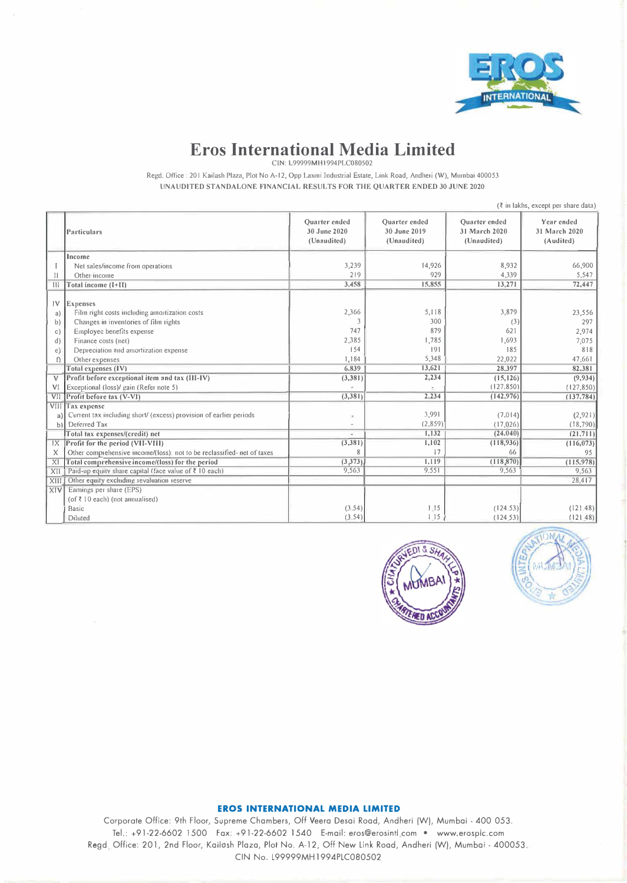# Eros International Media Limited

CIN: L99999MH1994PLC080502

Regd. Office : 201 Kailash Plaza, Plot No A-12, Opp Laxmi Industrial Estate, Link Road, Andheri (W), Mumbai 400053

**UNAUDITED STANDALONE FINANCIAL RESULTS FOR THE QUARTER ENDED 30 JUNE 2020**

(₹ in lakhs, except per share data)

| | Particulars | Quarter ended 30 June 2020 (Unaudited) | Quarter ended 30 June 2019 (Unaudited) | Quarter ended 31 March 2020 (Unaudited) | Year ended 31 March 2020 (Audited) |
|---|---|---|---|---|---|
| | **Income** | | | | |
| I | Net sales/income from operations | 3,239 | 14,926 | 8,932 | 66,900 |
| II | Other income | 219 | 929 | 4,339 | 5,547 |
| III | **Total income (I+II)** | **3,458** | **15,855** | **13,271** | **72,447** |
| IV | **Expenses** | | | | |
| a) | Film right costs including amortization costs | 2,366 | 5,118 | 3,879 | 23,556 |
| b) | Changes in inventories of film rights | 3 | 300 | (3) | 297 |
| c) | Employee benefits expense | 747 | 879 | 621 | 2,974 |
| d) | Finance costs (net) | 2,385 | 1,785 | 1,693 | 7,075 |
| e) | Depreciation and amortization expense | 154 | 191 | 185 | 818 |
| f) | Other expenses | 1,184 | 5,348 | 22,022 | 47,661 |
| | **Total expenses (IV)** | **6,839** | **13,621** | **28,397** | **82,381** |
| V | **Profit before exceptional item and tax (III-IV)** | **(3,381)** | **2,234** | **(15,126)** | **(9,934)** |
| VI | Exceptional (loss)/ gain (Refer note 5) | - | - | (127,850) | (127,850) |
| VII | **Profit before tax (V-VI)** | **(3,381)** | **2,234** | **(142,976)** | **(137,784)** |
| VIII | **Tax expense** | | | | |
| a) | Current tax including short/ (excess) provision of earlier periods | - | 3,991 | (7,014) | (2,921) |
| b) | Deferred Tax | - | (2,859) | (17,026) | (18,790) |
| | **Total tax expenses/(credit) net** | - | **1,132** | **(24,040)** | **(21,711)** |
| IX | **Profit for the period (VII-VIII)** | **(3,381)** | **1,102** | **(118,936)** | **(116,073)** |
| X | Other comprehensive income/(loss): not to be reclassified- net of taxes | 8 | 17 | 66 | 95 |
| XI | **Total comprehensive income/(loss) for the period** | **(3,373)** | **1,119** | **(118,870)** | **(115,978)** |
| XII | Paid-up equity share capital (face value of ₹ 10 each) | 9,563 | 9,551 | 9,563 | 9,563 |
| XIII | Other equity excluding revaluation reserve | | | | 28,417 |
| XIV | Earnings per share (EPS) (of ₹ 10 each) (not annualised) | | | | |
| | Basic | (3.54) | 1.15 | (124.53) | (121.48) |
| | Diluted | (3.54) | 1.15 | (124.53) | (121.48) |

**EROS INTERNATIONAL MEDIA LIMITED**

Corporate Office: 9th Floor, Supreme Chambers, Off Veera Desai Road, Andheri (W), Mumbai - 400 053.
Tel.: +91-22-6602 1500 Fax: +91-22-6602 1540 E-mail: eros@erosintl.com • www.erosplc.com
Regd. Office: 201, 2nd Floor, Kailash Plaza, Plot No. A-12, Off New Link Road, Andheri (W), Mumbai - 400053.
CIN No. L99999MH1994PLC080502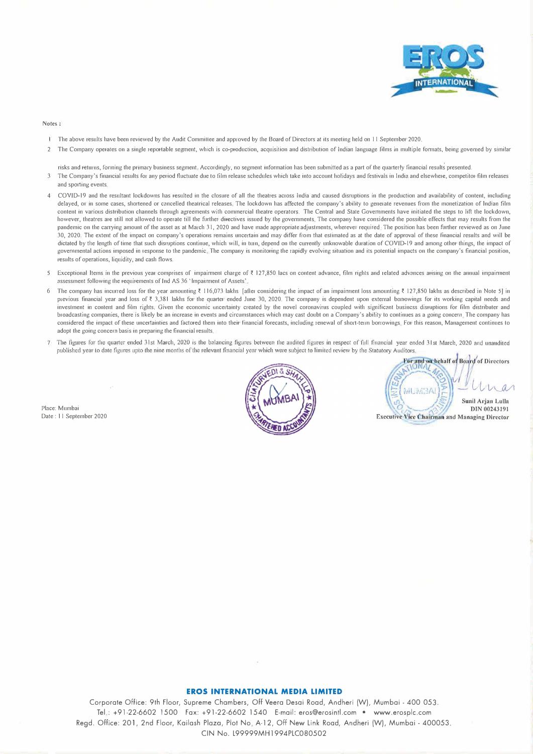Notes :

1. The above results have been reviewed by the Audit Committee and approved by the Board of Directors at its meeting held on 11 September 2020.
2. The Company operates on a single reportable segment, which is co-production, acquisition and distribution of Indian language films in multiple formats, being governed by similar risks and returns, forming the primary business segment. Accordingly, no segment information has been submitted as a part of the quarterly financial results presented.
3. The Company's financial results for any period fluctuate due to film release schedules which take into account holidays and festivals in India and elsewhere, competitor film releases and sporting events.
4. COVID-19 and the resultant lockdowns has resulted in the closure of all the theatres across India and caused disruptions in the production and availability of content, including delayed, or in some cases, shortened or cancelled theatrical releases. The lockdown has affected the company's ability to generate revenues from the monetization of Indian film content in various distribution channels through agreements with commercial theatre operators. The Central and State Governments have initiated the steps to lift the lockdown, however, theatres are still not allowed to operate till the further directives issued by the governments. The company have considered the possible effects that may results from the pandemic on the carrying amount of the asset as at March 31, 2020 and have made appropriate adjustments, wherever required. The position has been further reviewed as on June 30, 2020. The extent of the impact on company's operations remains uncertain and may differ from that estimated as at the date of approval of these financial results and will be dictated by the length of time that such disruptions continue, which will, in turn, depend on the currently unknowable duration of COVID-19 and among other things, the impact of governmental actions imposed in response to the pandemic. The company is monitoring the rapidly evolving situation and its potential impacts on the company's financial position, results of operations, liquidity, and cash flows.
5. Exceptional Items in the previous year comprises of impairment charge of ₹ 127,850 lacs on content advance, film rights and related advances arising on the annual impairment assessment following the requirements of Ind AS 36 'Impairment of Assets'.
6. The company has incurred loss for the year amounting ₹ 116,073 lakhs [after considering the impact of an impairment loss amounting ₹ 127,850 lakhs as described in Note 5] in previous financial year and loss of ₹ 3,381 lakhs for the quarter ended June 30, 2020. The company is dependent upon external borrowings for its working capital needs and investment in content and film rights. Given the economic uncertainty created by the novel coronavirus coupled with significant business disruptions for film distributer and broadcasting companies, there is likely be an increase in events and circumstances which may cast doubt on a Company's ability to continues as a going concern. The company has considered the impact of these uncertainties and factored them into their financial forecasts, including renewal of short-term borrowings. For this reason, Management continues to adopt the going concern basis in preparing the financial results.
7. The figures for the quarter ended 31st March, 2020 is the balancing figures between the audited figures in respect of full financial year ended 31st March, 2020 and unaudited published year to date figures upto the nine months of the relevant financial year which were subject to limited review by the Statutory Auditors.

For and on behalf of Board of Directors

Sunil Arjan Lulla
DIN 00243191
Executive Vice Chairman and Managing Director

Place: Mumbai
Date : 11 September 2020

**EROS INTERNATIONAL MEDIA LIMITED**

Corporate Office: 9th Floor, Supreme Chambers, Off Veera Desai Road, Andheri (W), Mumbai - 400 053.
Tel.: +91-22-6602 1500 Fax: +91-22-6602 1540 E-mail: eros@erosintl.com • www.erosplc.com
Regd. Office: 201, 2nd Floor, Kailash Plaza, Plot No. A-12, Off New Link Road, Andheri (W), Mumbai - 400053.
CIN No. L99999MH1994PLC080502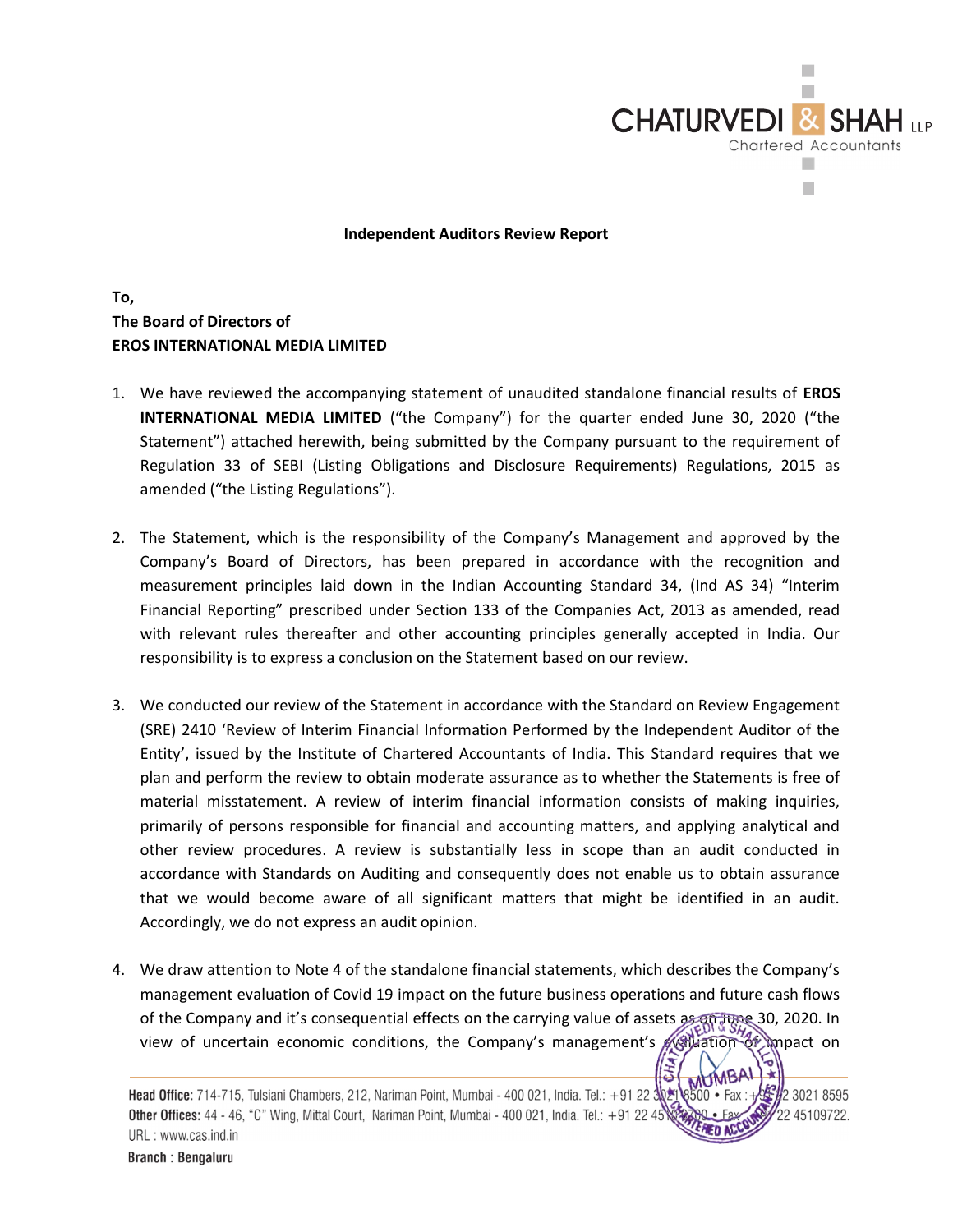**Independent Auditors Review Report**

**To,**
**The Board of Directors of**
**EROS INTERNATIONAL MEDIA LIMITED**

1. We have reviewed the accompanying statement of unaudited standalone financial results of **EROS INTERNATIONAL MEDIA LIMITED** ("the Company") for the quarter ended June 30, 2020 ("the Statement") attached herewith, being submitted by the Company pursuant to the requirement of Regulation 33 of SEBI (Listing Obligations and Disclosure Requirements) Regulations, 2015 as amended ("the Listing Regulations").

2. The Statement, which is the responsibility of the Company's Management and approved by the Company's Board of Directors, has been prepared in accordance with the recognition and measurement principles laid down in the Indian Accounting Standard 34, (Ind AS 34) "Interim Financial Reporting" prescribed under Section 133 of the Companies Act, 2013 as amended, read with relevant rules thereafter and other accounting principles generally accepted in India. Our responsibility is to express a conclusion on the Statement based on our review.

3. We conducted our review of the Statement in accordance with the Standard on Review Engagement (SRE) 2410 'Review of Interim Financial Information Performed by the Independent Auditor of the Entity', issued by the Institute of Chartered Accountants of India. This Standard requires that we plan and perform the review to obtain moderate assurance as to whether the Statements is free of material misstatement. A review of interim financial information consists of making inquiries, primarily of persons responsible for financial and accounting matters, and applying analytical and other review procedures. A review is substantially less in scope than an audit conducted in accordance with Standards on Auditing and consequently does not enable us to obtain assurance that we would become aware of all significant matters that might be identified in an audit. Accordingly, we do not express an audit opinion.

4. We draw attention to Note 4 of the standalone financial statements, which describes the Company's management evaluation of Covid 19 impact on the future business operations and future cash flows of the Company and it's consequential effects on the carrying value of assets as on June 30, 2020. In view of uncertain economic conditions, the Company's management's evaluation of impact on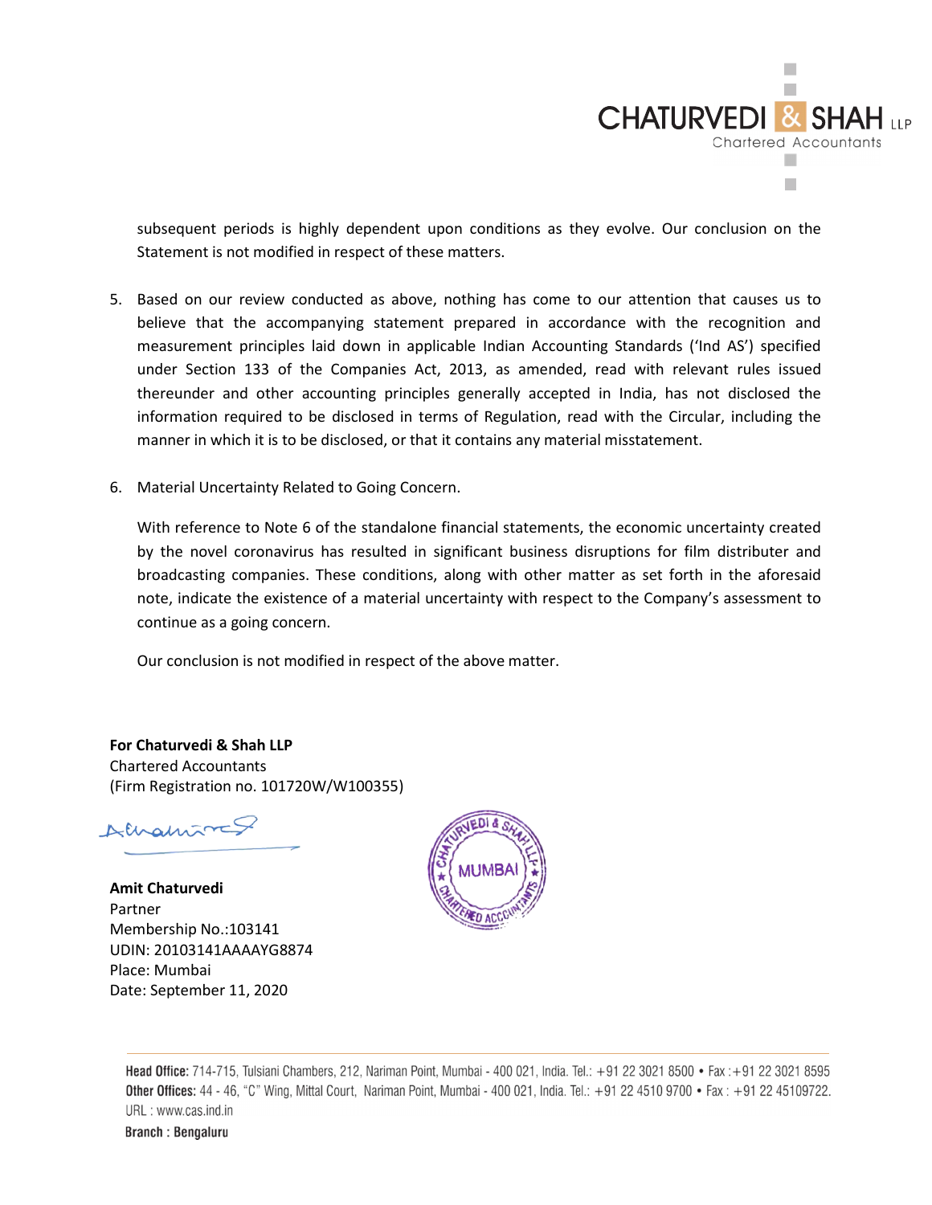subsequent periods is highly dependent upon conditions as they evolve. Our conclusion on the Statement is not modified in respect of these matters.

5. Based on our review conducted as above, nothing has come to our attention that causes us to believe that the accompanying statement prepared in accordance with the recognition and measurement principles laid down in applicable Indian Accounting Standards ('Ind AS') specified under Section 133 of the Companies Act, 2013, as amended, read with relevant rules issued thereunder and other accounting principles generally accepted in India, has not disclosed the information required to be disclosed in terms of Regulation, read with the Circular, including the manner in which it is to be disclosed, or that it contains any material misstatement.

6. Material Uncertainty Related to Going Concern.

   With reference to Note 6 of the standalone financial statements, the economic uncertainty created by the novel coronavirus has resulted in significant business disruptions for film distributer and broadcasting companies. These conditions, along with other matter as set forth in the aforesaid note, indicate the existence of a material uncertainty with respect to the Company's assessment to continue as a going concern.

   Our conclusion is not modified in respect of the above matter.

**For Chaturvedi & Shah LLP**
Chartered Accountants
(Firm Registration no. 101720W/W100355)

**Amit Chaturvedi**
Partner
Membership No.:103141
UDIN: 20103141AAAAYG8874
Place: Mumbai
Date: September 11, 2020

**Head Office:** 714-715, Tulsiani Chambers, 212, Nariman Point, Mumbai - 400 021, India. Tel.: +91 22 3021 8500 • Fax :+91 22 3021 8595
**Other Offices:** 44 - 46, "C" Wing, Mittal Court, Nariman Point, Mumbai - 400 021, India. Tel.: +91 22 4510 9700 • Fax : +91 22 45109722.
URL : www.cas.ind.in
**Branch : Bengaluru**